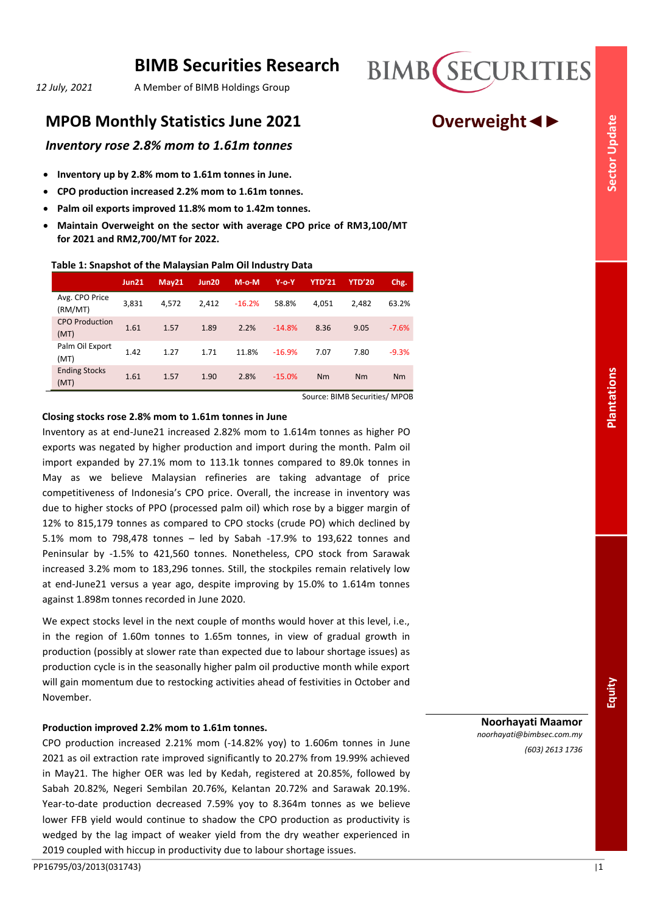# BIMB Securities Research

*12 July, 2021*

A Member of BIMB Holdings Group

## MPOB Monthly Statistics June 2021

**Overweight◄►**

### *Inventory rose 2.8% mom to 1.61m tonnes*

- **Inventory up by 2.8% mom to 1.61m tonnes in June.**
- **CPO production increased 2.2% mom to 1.61m tonnes.**
- **Palm oil exports improved 11.8% mom to 1.42m tonnes.**
- **Maintain Overweight on the sector with average CPO price of RM3,100/MT for 2021 and RM2,700/MT for 2022.**

**Table 1: Snapshot of the Malaysian Palm Oil Industry Data**

| | Jun21 | May21 | Jun20 | M-o-M | Y-o-Y | YTD'21 | YTD'20 | Chg. |
|---|---|---|---|---|---|---|---|---|
| Avg. CPO Price (RM/MT) | 3,831 | 4,572 | 2,412 | -16.2% | 58.8% | 4,051 | 2,482 | 63.2% |
| CPO Production (MT) | 1.61 | 1.57 | 1.89 | 2.2% | -14.8% | 8.36 | 9.05 | -7.6% |
| Palm Oil Export (MT) | 1.42 | 1.27 | 1.71 | 11.8% | -16.9% | 7.07 | 7.80 | -9.3% |
| Ending Stocks (MT) | 1.61 | 1.57 | 1.90 | 2.8% | -15.0% | Nm | Nm | Nm |

Source: BIMB Securities/ MPOB

**Closing stocks rose 2.8% mom to 1.61m tonnes in June**

Inventory as at end-June21 increased 2.82% mom to 1.614m tonnes as higher PO exports was negated by higher production and import during the month. Palm oil import expanded by 27.1% mom to 113.1k tonnes compared to 89.0k tonnes in May as we believe Malaysian refineries are taking advantage of price competitiveness of Indonesia's CPO price. Overall, the increase in inventory was due to higher stocks of PPO (processed palm oil) which rose by a bigger margin of 12% to 815,179 tonnes as compared to CPO stocks (crude PO) which declined by 5.1% mom to 798,478 tonnes – led by Sabah -17.9% to 193,622 tonnes and Peninsular by -1.5% to 421,560 tonnes. Nonetheless, CPO stock from Sarawak increased 3.2% mom to 183,296 tonnes. Still, the stockpiles remain relatively low at end-June21 versus a year ago, despite improving by 15.0% to 1.614m tonnes against 1.898m tonnes recorded in June 2020.

We expect stocks level in the next couple of months would hover at this level, i.e., in the region of 1.60m tonnes to 1.65m tonnes, in view of gradual growth in production (possibly at slower rate than expected due to labour shortage issues) as production cycle is in the seasonally higher palm oil productive month while export will gain momentum due to restocking activities ahead of festivities in October and November.

**Production improved 2.2% mom to 1.61m tonnes.**

CPO production increased 2.21% mom (-14.82% yoy) to 1.606m tonnes in June 2021 as oil extraction rate improved significantly to 20.27% from 19.99% achieved in May21. The higher OER was led by Kedah, registered at 20.85%, followed by Sabah 20.82%, Negeri Sembilan 20.76%, Kelantan 20.72% and Sarawak 20.19%. Year-to-date production decreased 7.59% yoy to 8.364m tonnes as we believe lower FFB yield would continue to shadow the CPO production as productivity is wedged by the lag impact of weaker yield from the dry weather experienced in 2019 coupled with hiccup in productivity due to labour shortage issues.

**Noorhayati Maamor**

*noorhayati@bimbsec.com.my*

*(603) 2613 1736*

PP16795/03/2013(031743)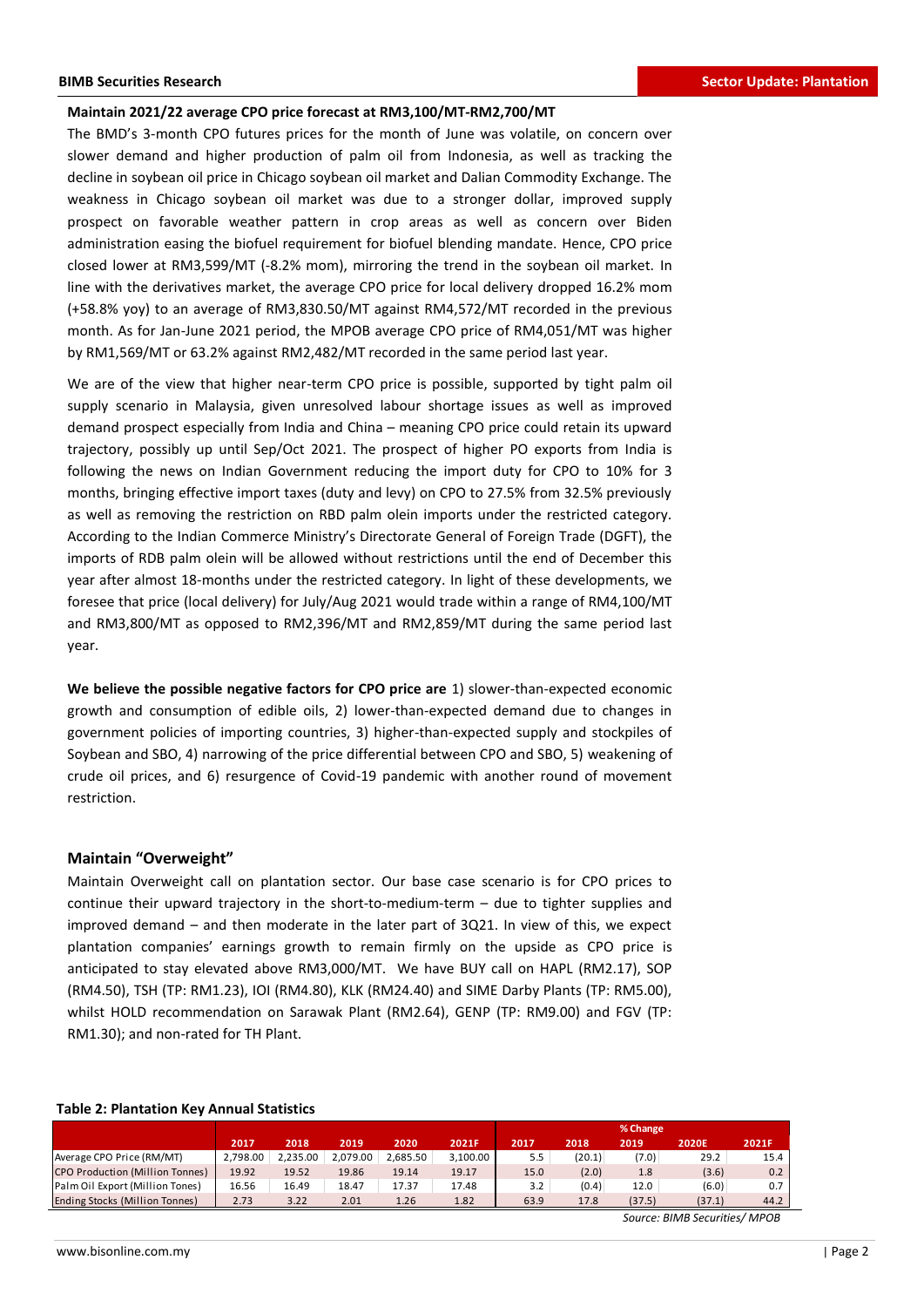### Maintain 2021/22 average CPO price forecast at RM3,100/MT-RM2,700/MT

The BMD's 3-month CPO futures prices for the month of June was volatile, on concern over slower demand and higher production of palm oil from Indonesia, as well as tracking the decline in soybean oil price in Chicago soybean oil market and Dalian Commodity Exchange. The weakness in Chicago soybean oil market was due to a stronger dollar, improved supply prospect on favorable weather pattern in crop areas as well as concern over Biden administration easing the biofuel requirement for biofuel blending mandate. Hence, CPO price closed lower at RM3,599/MT (-8.2% mom), mirroring the trend in the soybean oil market. In line with the derivatives market, the average CPO price for local delivery dropped 16.2% mom (+58.8% yoy) to an average of RM3,830.50/MT against RM4,572/MT recorded in the previous month. As for Jan-June 2021 period, the MPOB average CPO price of RM4,051/MT was higher by RM1,569/MT or 63.2% against RM2,482/MT recorded in the same period last year.

We are of the view that higher near-term CPO price is possible, supported by tight palm oil supply scenario in Malaysia, given unresolved labour shortage issues as well as improved demand prospect especially from India and China – meaning CPO price could retain its upward trajectory, possibly up until Sep/Oct 2021. The prospect of higher PO exports from India is following the news on Indian Government reducing the import duty for CPO to 10% for 3 months, bringing effective import taxes (duty and levy) on CPO to 27.5% from 32.5% previously as well as removing the restriction on RBD palm olein imports under the restricted category. According to the Indian Commerce Ministry's Directorate General of Foreign Trade (DGFT), the imports of RDB palm olein will be allowed without restrictions until the end of December this year after almost 18-months under the restricted category. In light of these developments, we foresee that price (local delivery) for July/Aug 2021 would trade within a range of RM4,100/MT and RM3,800/MT as opposed to RM2,396/MT and RM2,859/MT during the same period last year.

**We believe the possible negative factors for CPO price are** 1) slower-than-expected economic growth and consumption of edible oils, 2) lower-than-expected demand due to changes in government policies of importing countries, 3) higher-than-expected supply and stockpiles of Soybean and SBO, 4) narrowing of the price differential between CPO and SBO, 5) weakening of crude oil prices, and 6) resurgence of Covid-19 pandemic with another round of movement restriction.

## Maintain "Overweight"

Maintain Overweight call on plantation sector. Our base case scenario is for CPO prices to continue their upward trajectory in the short-to-medium-term – due to tighter supplies and improved demand – and then moderate in the later part of 3Q21. In view of this, we expect plantation companies' earnings growth to remain firmly on the upside as CPO price is anticipated to stay elevated above RM3,000/MT. We have BUY call on HAPL (RM2.17), SOP (RM4.50), TSH (TP: RM1.23), IOI (RM4.80), KLK (RM24.40) and SIME Darby Plants (TP: RM5.00), whilst HOLD recommendation on Sarawak Plant (RM2.64), GENP (TP: RM9.00) and FGV (TP: RM1.30); and non-rated for TH Plant.

**Table 2: Plantation Key Annual Statistics**

| | | | | | | % Change | | | | |
|---|---|---|---|---|---|---|---|---|---|---|
| | 2017 | 2018 | 2019 | 2020 | 2021F | 2017 | 2018 | 2019 | 2020E | 2021F |
| Average CPO Price (RM/MT) | 2,798.00 | 2,235.00 | 2,079.00 | 2,685.50 | 3,100.00 | 5.5 | (20.1) | (7.0) | 29.2 | 15.4 |
| CPO Production (Million Tonnes) | 19.92 | 19.52 | 19.86 | 19.14 | 19.17 | 15.0 | (2.0) | 1.8 | (3.6) | 0.2 |
| Palm Oil Export (Million Tones) | 16.56 | 16.49 | 18.47 | 17.37 | 17.48 | 3.2 | (0.4) | 12.0 | (6.0) | 0.7 |
| Ending Stocks (Million Tonnes) | 2.73 | 3.22 | 2.01 | 1.26 | 1.82 | 63.9 | 17.8 | (37.5) | (37.1) | 44.2 |

*Source: BIMB Securities/ MPOB*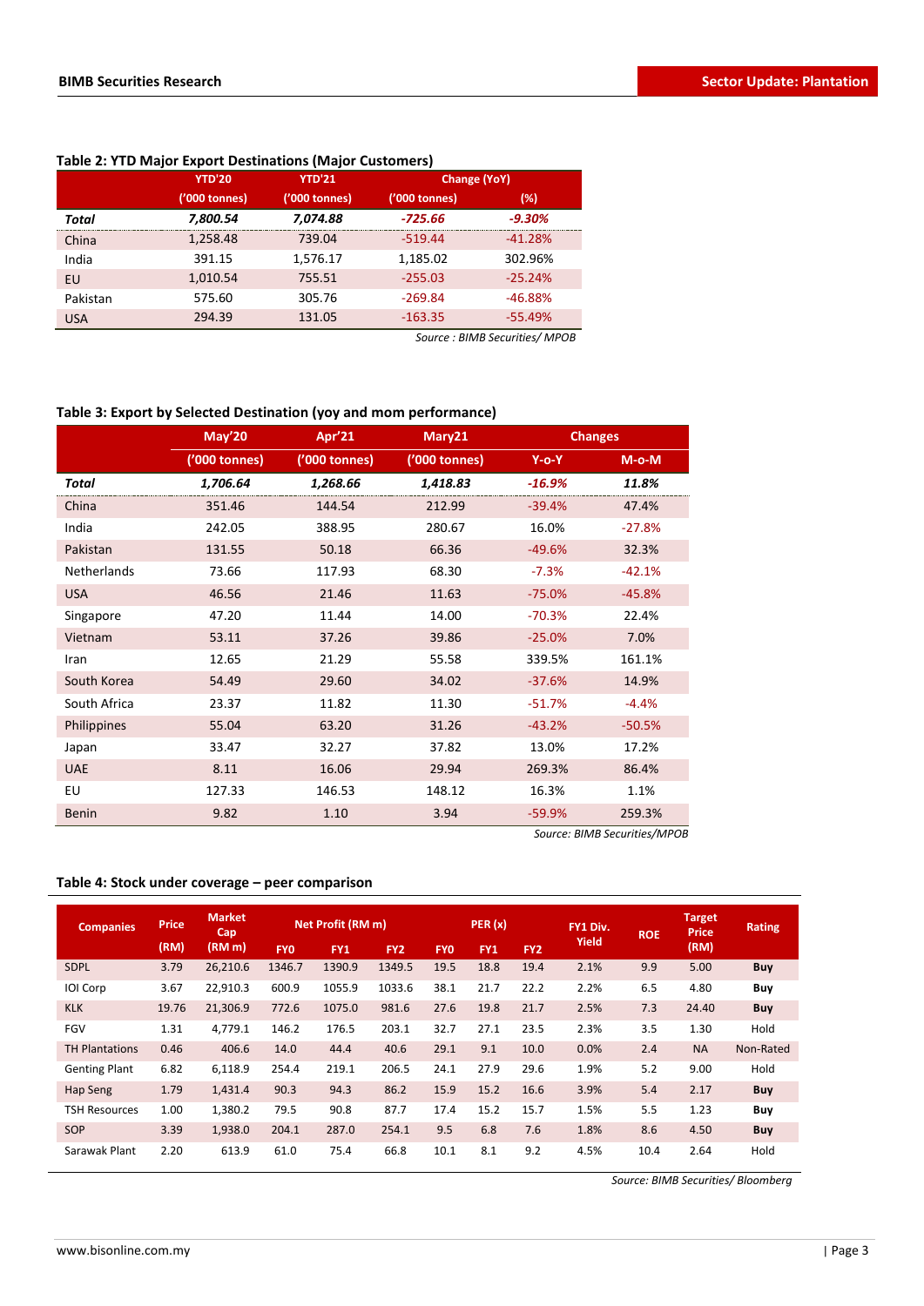**Table 2: YTD Major Export Destinations (Major Customers)**

| | YTD'20 | YTD'21 | Change (YoY) | |
|---|---|---|---|---|
| | ('000 tonnes) | ('000 tonnes) | ('000 tonnes) | (%) |
| ***Total*** | ***7,800.54*** | ***7,074.88*** | ***-725.66*** | ***-9.30%*** |
| China | 1,258.48 | 739.04 | -519.44 | -41.28% |
| India | 391.15 | 1,576.17 | 1,185.02 | 302.96% |
| EU | 1,010.54 | 755.51 | -255.03 | -25.24% |
| Pakistan | 575.60 | 305.76 | -269.84 | -46.88% |
| USA | 294.39 | 131.05 | -163.35 | -55.49% |

*Source : BIMB Securities/ MPOB*

**Table 3: Export by Selected Destination (yoy and mom performance)**

| | May'20 | Apr'21 | Mary21 | Changes | |
|---|---|---|---|---|---|
| | ('000 tonnes) | ('000 tonnes) | ('000 tonnes) | Y-o-Y | M-o-M |
| ***Total*** | ***1,706.64*** | ***1,268.66*** | ***1,418.83*** | ***-16.9%*** | ***11.8%*** |
| China | 351.46 | 144.54 | 212.99 | -39.4% | 47.4% |
| India | 242.05 | 388.95 | 280.67 | 16.0% | -27.8% |
| Pakistan | 131.55 | 50.18 | 66.36 | -49.6% | 32.3% |
| Netherlands | 73.66 | 117.93 | 68.30 | -7.3% | -42.1% |
| USA | 46.56 | 21.46 | 11.63 | -75.0% | -45.8% |
| Singapore | 47.20 | 11.44 | 14.00 | -70.3% | 22.4% |
| Vietnam | 53.11 | 37.26 | 39.86 | -25.0% | 7.0% |
| Iran | 12.65 | 21.29 | 55.58 | 339.5% | 161.1% |
| South Korea | 54.49 | 29.60 | 34.02 | -37.6% | 14.9% |
| South Africa | 23.37 | 11.82 | 11.30 | -51.7% | -4.4% |
| Philippines | 55.04 | 63.20 | 31.26 | -43.2% | -50.5% |
| Japan | 33.47 | 32.27 | 37.82 | 13.0% | 17.2% |
| UAE | 8.11 | 16.06 | 29.94 | 269.3% | 86.4% |
| EU | 127.33 | 146.53 | 148.12 | 16.3% | 1.1% |
| Benin | 9.82 | 1.10 | 3.94 | -59.9% | 259.3% |

*Source: BIMB Securities/MPOB*

**Table 4: Stock under coverage – peer comparison**

| Companies | Price (RM) | Market Cap (RM m) | Net Profit (RM m) | | | PER (x) | | | FY1 Div. Yield | ROE | Target Price (RM) | Rating |
|---|---|---|---|---|---|---|---|---|---|---|---|---|
| | | | FY0 | FY1 | FY2 | FY0 | FY1 | FY2 | | | | |
| SDPL | 3.79 | 26,210.6 | 1346.7 | 1390.9 | 1349.5 | 19.5 | 18.8 | 19.4 | 2.1% | 9.9 | 5.00 | **Buy** |
| IOI Corp | 3.67 | 22,910.3 | 600.9 | 1055.9 | 1033.6 | 38.1 | 21.7 | 22.2 | 2.2% | 6.5 | 4.80 | **Buy** |
| KLK | 19.76 | 21,306.9 | 772.6 | 1075.0 | 981.6 | 27.6 | 19.8 | 21.7 | 2.5% | 7.3 | 24.40 | **Buy** |
| FGV | 1.31 | 4,779.1 | 146.2 | 176.5 | 203.1 | 32.7 | 27.1 | 23.5 | 2.3% | 3.5 | 1.30 | Hold |
| TH Plantations | 0.46 | 406.6 | 14.0 | 44.4 | 40.6 | 29.1 | 9.1 | 10.0 | 0.0% | 2.4 | NA | Non-Rated |
| Genting Plant | 6.82 | 6,118.9 | 254.4 | 219.1 | 206.5 | 24.1 | 27.9 | 29.6 | 1.9% | 5.2 | 9.00 | Hold |
| Hap Seng | 1.79 | 1,431.4 | 90.3 | 94.3 | 86.2 | 15.9 | 15.2 | 16.6 | 3.9% | 5.4 | 2.17 | **Buy** |
| TSH Resources | 1.00 | 1,380.2 | 79.5 | 90.8 | 87.7 | 17.4 | 15.2 | 15.7 | 1.5% | 5.5 | 1.23 | **Buy** |
| SOP | 3.39 | 1,938.0 | 204.1 | 287.0 | 254.1 | 9.5 | 6.8 | 7.6 | 1.8% | 8.6 | 4.50 | **Buy** |
| Sarawak Plant | 2.20 | 613.9 | 61.0 | 75.4 | 66.8 | 10.1 | 8.1 | 9.2 | 4.5% | 10.4 | 2.64 | Hold |

*Source: BIMB Securities/ Bloomberg*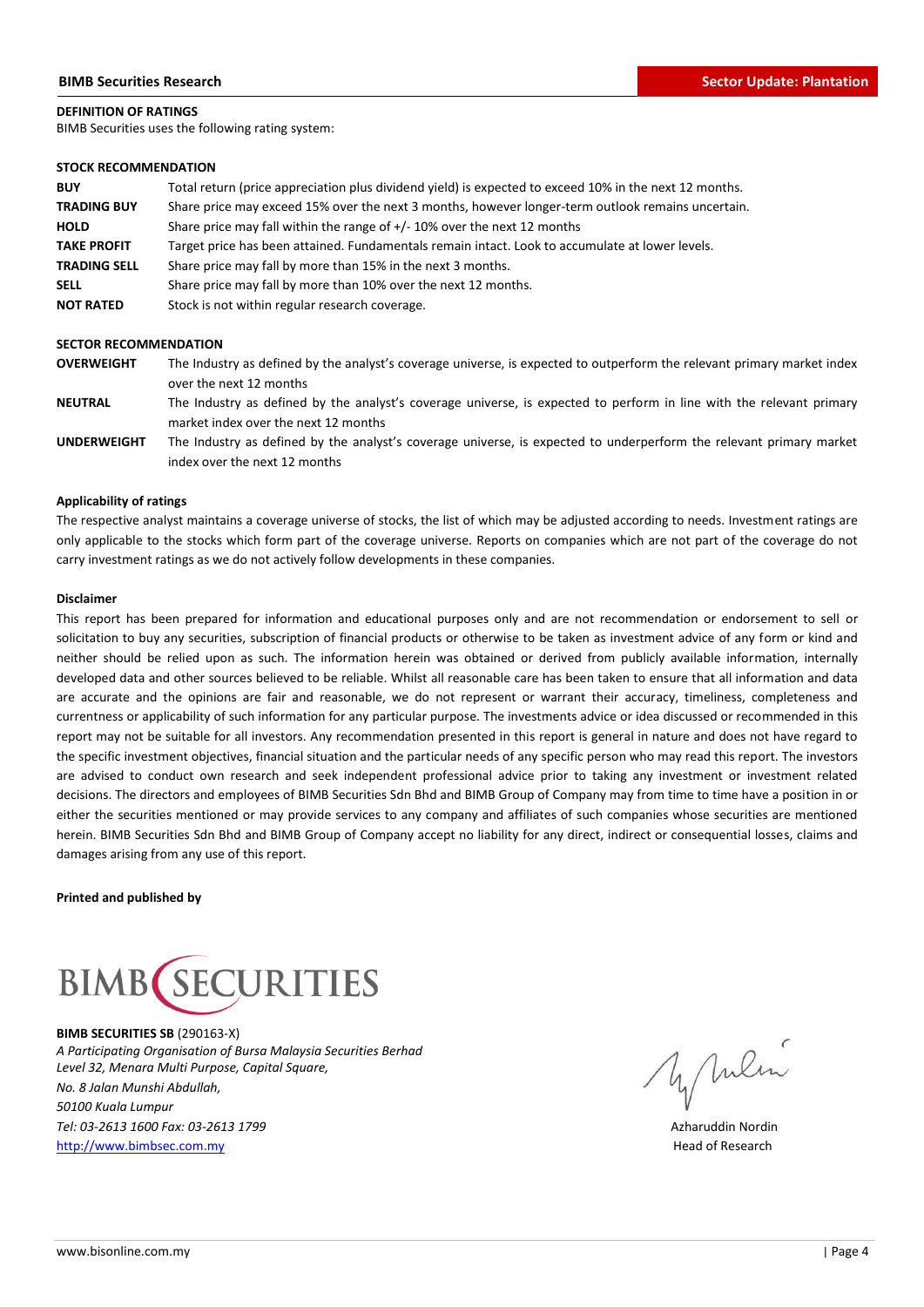**DEFINITION OF RATINGS**

BIMB Securities uses the following rating system:

**STOCK RECOMMENDATION**

| | |
|---|---|
| **BUY** | Total return (price appreciation plus dividend yield) is expected to exceed 10% in the next 12 months. |
| **TRADING BUY** | Share price may exceed 15% over the next 3 months, however longer-term outlook remains uncertain. |
| **HOLD** | Share price may fall within the range of +/- 10% over the next 12 months |
| **TAKE PROFIT** | Target price has been attained. Fundamentals remain intact. Look to accumulate at lower levels. |
| **TRADING SELL** | Share price may fall by more than 15% in the next 3 months. |
| **SELL** | Share price may fall by more than 10% over the next 12 months. |
| **NOT RATED** | Stock is not within regular research coverage. |

**SECTOR RECOMMENDATION**

| | |
|---|---|
| **OVERWEIGHT** | The Industry as defined by the analyst's coverage universe, is expected to outperform the relevant primary market index over the next 12 months |
| **NEUTRAL** | The Industry as defined by the analyst's coverage universe, is expected to perform in line with the relevant primary market index over the next 12 months |
| **UNDERWEIGHT** | The Industry as defined by the analyst's coverage universe, is expected to underperform the relevant primary market index over the next 12 months |

**Applicability of ratings**

The respective analyst maintains a coverage universe of stocks, the list of which may be adjusted according to needs. Investment ratings are only applicable to the stocks which form part of the coverage universe. Reports on companies which are not part of the coverage do not carry investment ratings as we do not actively follow developments in these companies.

**Disclaimer**

This report has been prepared for information and educational purposes only and are not recommendation or endorsement to sell or solicitation to buy any securities, subscription of financial products or otherwise to be taken as investment advice of any form or kind and neither should be relied upon as such. The information herein was obtained or derived from publicly available information, internally developed data and other sources believed to be reliable. Whilst all reasonable care has been taken to ensure that all information and data are accurate and the opinions are fair and reasonable, we do not represent or warrant their accuracy, timeliness, completeness and currentness or applicability of such information for any particular purpose. The investments advice or idea discussed or recommended in this report may not be suitable for all investors. Any recommendation presented in this report is general in nature and does not have regard to the specific investment objectives, financial situation and the particular needs of any specific person who may read this report. The investors are advised to conduct own research and seek independent professional advice prior to taking any investment or investment related decisions. The directors and employees of BIMB Securities Sdn Bhd and BIMB Group of Company may from time to time have a position in or either the securities mentioned or may provide services to any company and affiliates of such companies whose securities are mentioned herein. BIMB Securities Sdn Bhd and BIMB Group of Company accept no liability for any direct, indirect or consequential losses, claims and damages arising from any use of this report.

**Printed and published by**

BIMB SECURITIES

**BIMB SECURITIES SB** (290163-X)
*A Participating Organisation of Bursa Malaysia Securities Berhad*
*Level 32, Menara Multi Purpose, Capital Square,*
*No. 8 Jalan Munshi Abdullah,*
*50100 Kuala Lumpur*
*Tel: 03-2613 1600 Fax: 03-2613 1799*
http://www.bimbsec.com.my

Azharuddin Nordin
Head of Research